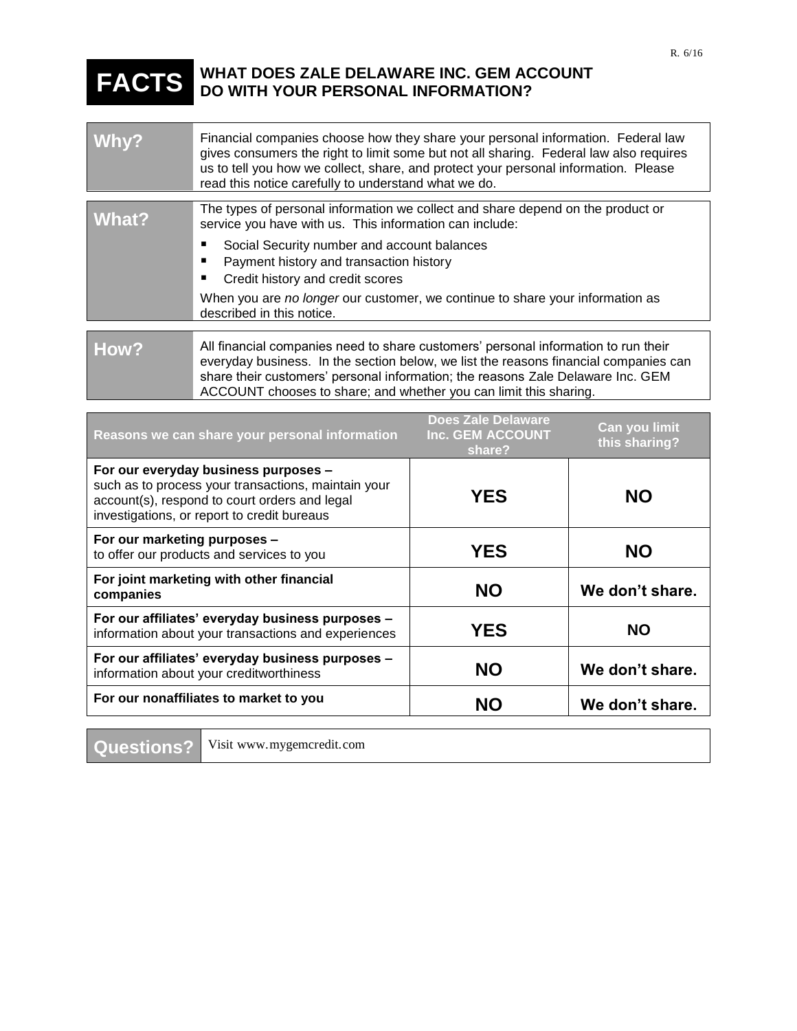R. 6/16

# FACTS — WHAT DOES ZALE DELAWARE INC. GEM ACCOUNT DO WITH YOUR PERSONAL INFORMATION?

| | |
|---|---|
| **Why?** | Financial companies choose how they share your personal information. Federal law gives consumers the right to limit some but not all sharing. Federal law also requires us to tell you how we collect, share, and protect your personal information. Please read this notice carefully to understand what we do. |
| **What?** | The types of personal information we collect and share depend on the product or service you have with us. This information can include:<br>▪ Social Security number and account balances<br>▪ Payment history and transaction history<br>▪ Credit history and credit scores<br>When you are *no longer* our customer, we continue to share your information as described in this notice. |
| **How?** | All financial companies need to share customers' personal information to run their everyday business. In the section below, we list the reasons financial companies can share their customers' personal information; the reasons Zale Delaware Inc. GEM ACCOUNT chooses to share; and whether you can limit this sharing. |

| Reasons we can share your personal information | Does Zale Delaware Inc. GEM ACCOUNT share? | Can you limit this sharing? |
|---|---|---|
| **For our everyday business purposes –** such as to process your transactions, maintain your account(s), respond to court orders and legal investigations, or report to credit bureaus | **YES** | **NO** |
| **For our marketing purposes –** to offer our products and services to you | **YES** | **NO** |
| **For joint marketing with other financial companies** | **NO** | **We don't share.** |
| **For our affiliates' everyday business purposes –** information about your transactions and experiences | **YES** | **NO** |
| **For our affiliates' everyday business purposes –** information about your creditworthiness | **NO** | **We don't share.** |
| **For our nonaffiliates to market to you** | **NO** | **We don't share.** |

| | |
|---|---|
| **Questions?** | Visit www.mygemcredit.com |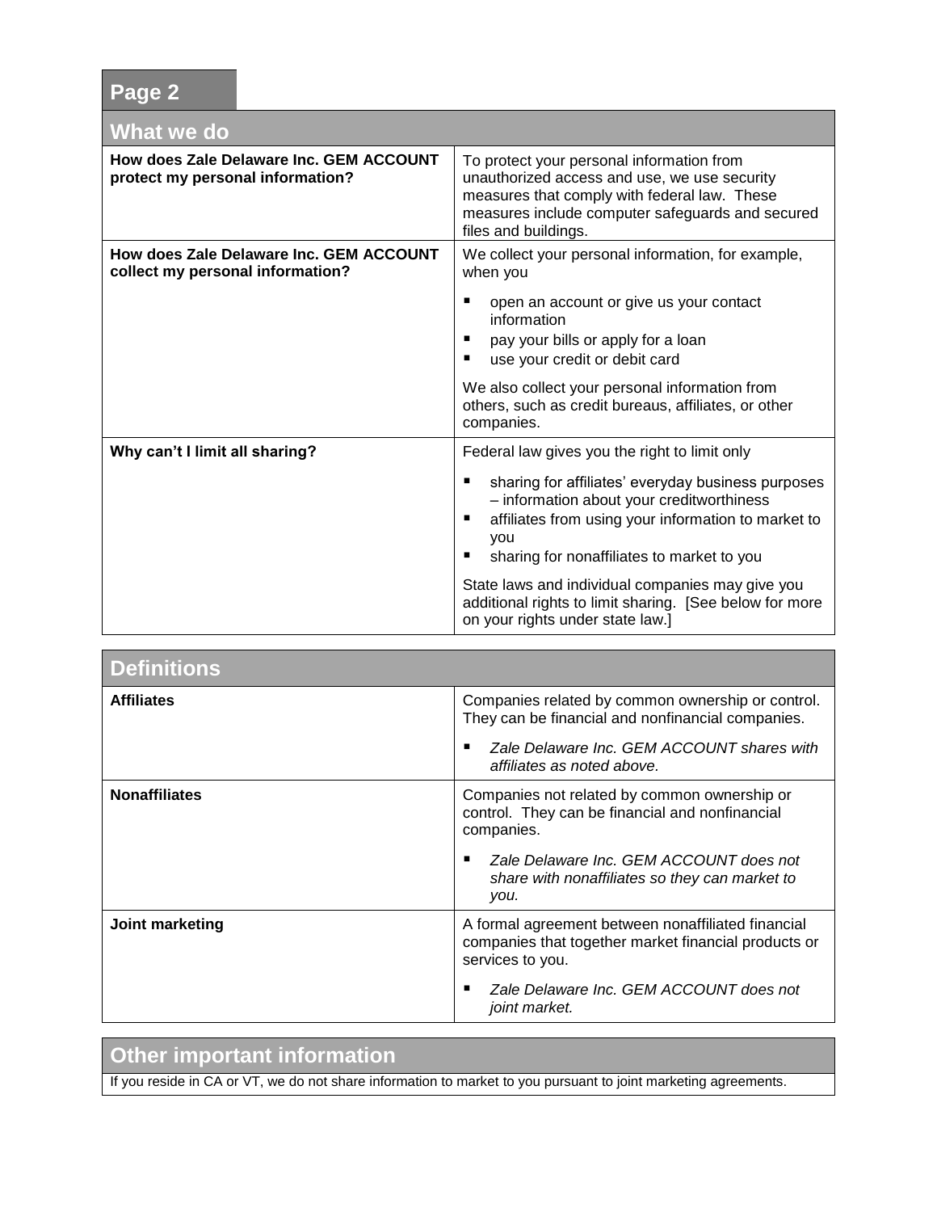## Page 2

| What we do | |
|---|---|
| **How does Zale Delaware Inc. GEM ACCOUNT protect my personal information?** | To protect your personal information from unauthorized access and use, we use security measures that comply with federal law. These measures include computer safeguards and secured files and buildings. |
| **How does Zale Delaware Inc. GEM ACCOUNT collect my personal information?** | We collect your personal information, for example, when you<br>▪ open an account or give us your contact information<br>▪ pay your bills or apply for a loan<br>▪ use your credit or debit card<br><br>We also collect your personal information from others, such as credit bureaus, affiliates, or other companies. |
| **Why can't I limit all sharing?** | Federal law gives you the right to limit only<br>▪ sharing for affiliates' everyday business purposes – information about your creditworthiness<br>▪ affiliates from using your information to market to you<br>▪ sharing for nonaffiliates to market to you<br><br>State laws and individual companies may give you additional rights to limit sharing. [See below for more on your rights under state law.] |

| Definitions | |
|---|---|
| **Affiliates** | Companies related by common ownership or control. They can be financial and nonfinancial companies.<br>▪ *Zale Delaware Inc. GEM ACCOUNT shares with affiliates as noted above.* |
| **Nonaffiliates** | Companies not related by common ownership or control. They can be financial and nonfinancial companies.<br>▪ *Zale Delaware Inc. GEM ACCOUNT does not share with nonaffiliates so they can market to you.* |
| **Joint marketing** | A formal agreement between nonaffiliated financial companies that together market financial products or services to you.<br>▪ *Zale Delaware Inc. GEM ACCOUNT does not joint market.* |

## Other important information

If you reside in CA or VT, we do not share information to market to you pursuant to joint marketing agreements.